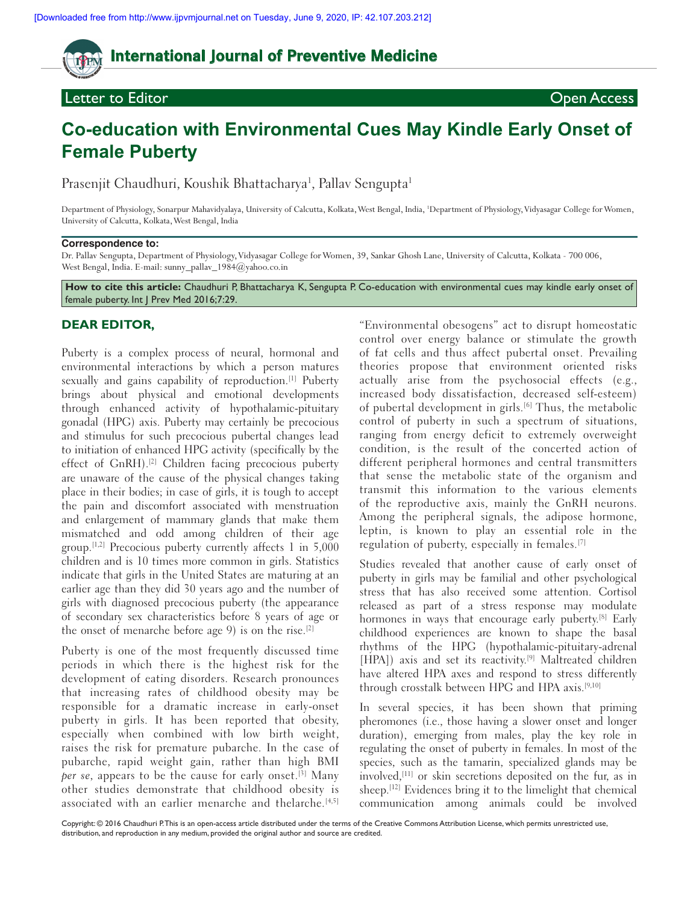# Co-education with Environmental Cues May Kindle Early Onset of Female Puberty

Letter to Editor — Open Access

Prasenjit Chaudhuri, Koushik Bhattacharya[1], Pallav Sengupta[1]

Department of Physiology, Sonarpur Mahavidyalaya, University of Calcutta, Kolkata, West Bengal, India, [1]Department of Physiology, Vidyasagar College for Women, University of Calcutta, Kolkata, West Bengal, India

**Correspondence to:**
Dr. Pallav Sengupta, Department of Physiology, Vidyasagar College for Women, 39, Sankar Ghosh Lane, University of Calcutta, Kolkata - 700 006, West Bengal, India. E-mail: sunny_pallav_1984@yahoo.co.in

**How to cite this article:** Chaudhuri P, Bhattacharya K, Sengupta P. Co-education with environmental cues may kindle early onset of female puberty. Int J Prev Med 2016;7:29.

## DEAR EDITOR,

Puberty is a complex process of neural, hormonal and environmental interactions by which a person matures sexually and gains capability of reproduction.[1] Puberty brings about physical and emotional developments through enhanced activity of hypothalamic-pituitary gonadal (HPG) axis. Puberty may certainly be precocious and stimulus for such precocious pubertal changes lead to initiation of enhanced HPG activity (specifically by the effect of GnRH).[2] Children facing precocious puberty are unaware of the cause of the physical changes taking place in their bodies; in case of girls, it is tough to accept the pain and discomfort associated with menstruation and enlargement of mammary glands that make them mismatched and odd among children of their age group.[1,2] Precocious puberty currently affects 1 in 5,000 children and is 10 times more common in girls. Statistics indicate that girls in the United States are maturing at an earlier age than they did 30 years ago and the number of girls with diagnosed precocious puberty (the appearance of secondary sex characteristics before 8 years of age or the onset of menarche before age 9) is on the rise.[2]

Puberty is one of the most frequently discussed time periods in which there is the highest risk for the development of eating disorders. Research pronounces that increasing rates of childhood obesity may be responsible for a dramatic increase in early-onset puberty in girls. It has been reported that obesity, especially when combined with low birth weight, raises the risk for premature pubarche. In the case of pubarche, rapid weight gain, rather than high BMI *per se*, appears to be the cause for early onset.[3] Many other studies demonstrate that childhood obesity is associated with an earlier menarche and thelarche.[4,5]

"Environmental obesogens" act to disrupt homeostatic control over energy balance or stimulate the growth of fat cells and thus affect pubertal onset. Prevailing theories propose that environment oriented risks actually arise from the psychosocial effects (e.g., increased body dissatisfaction, decreased self-esteem) of pubertal development in girls.[6] Thus, the metabolic control of puberty in such a spectrum of situations, ranging from energy deficit to extremely overweight condition, is the result of the concerted action of different peripheral hormones and central transmitters that sense the metabolic state of the organism and transmit this information to the various elements of the reproductive axis, mainly the GnRH neurons. Among the peripheral signals, the adipose hormone, leptin, is known to play an essential role in the regulation of puberty, especially in females.[7]

Studies revealed that another cause of early onset of puberty in girls may be familial and other psychological stress that has also received some attention. Cortisol released as part of a stress response may modulate hormones in ways that encourage early puberty.[8] Early childhood experiences are known to shape the basal rhythms of the HPG (hypothalamic-pituitary-adrenal [HPA]) axis and set its reactivity.[9] Maltreated children have altered HPA axes and respond to stress differently through crosstalk between HPG and HPA axis.[9,10]

In several species, it has been shown that priming pheromones (i.e., those having a slower onset and longer duration), emerging from males, play the key role in regulating the onset of puberty in females. In most of the species, such as the tamarin, specialized glands may be involved,[11] or skin secretions deposited on the fur, as in sheep.[12] Evidences bring it to the limelight that chemical communication among animals could be involved

Copyright: © 2016 Chaudhuri P. This is an open-access article distributed under the terms of the Creative Commons Attribution License, which permits unrestricted use, distribution, and reproduction in any medium, provided the original author and source are credited.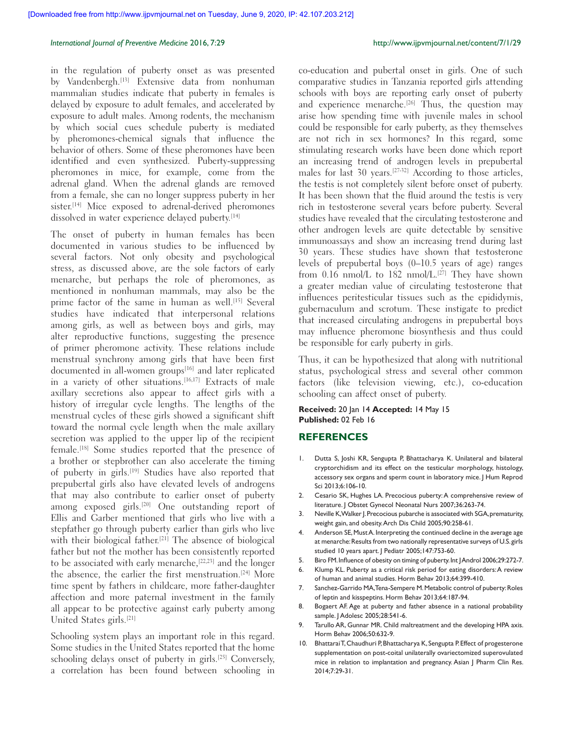in the regulation of puberty onset as was presented by Vandenbergh.[13] Extensive data from nonhuman mammalian studies indicate that puberty in females is delayed by exposure to adult females, and accelerated by exposure to adult males. Among rodents, the mechanism by which social cues schedule puberty is mediated by pheromones-chemical signals that influence the behavior of others. Some of these pheromones have been identified and even synthesized. Puberty-suppressing pheromones in mice, for example, come from the adrenal gland. When the adrenal glands are removed from a female, she can no longer suppress puberty in her sister.[14] Mice exposed to adrenal-derived pheromones dissolved in water experience delayed puberty.[14]

The onset of puberty in human females has been documented in various studies to be influenced by several factors. Not only obesity and psychological stress, as discussed above, are the sole factors of early menarche, but perhaps the role of pheromones, as mentioned in nonhuman mammals, may also be the prime factor of the same in human as well.[15] Several studies have indicated that interpersonal relations among girls, as well as between boys and girls, may alter reproductive functions, suggesting the presence of primer pheromone activity. These relations include menstrual synchrony among girls that have been first documented in all-women groups[16] and later replicated in a variety of other situations.[16,17] Extracts of male axillary secretions also appear to affect girls with a history of irregular cycle lengths. The lengths of the menstrual cycles of these girls showed a significant shift toward the normal cycle length when the male axillary secretion was applied to the upper lip of the recipient female.[18] Some studies reported that the presence of a brother or stepbrother can also accelerate the timing of puberty in girls.[19] Studies have also reported that prepubertal girls also have elevated levels of androgens that may also contribute to earlier onset of puberty among exposed girls.[20] One outstanding report of Ellis and Garber mentioned that girls who live with a stepfather go through puberty earlier than girls who live with their biological father.[21] The absence of biological father but not the mother has been consistently reported to be associated with early menarche,[22,23] and the longer the absence, the earlier the first menstruation.[24] More time spent by fathers in childcare, more father-daughter affection and more paternal investment in the family all appear to be protective against early puberty among United States girls.[21]

Schooling system plays an important role in this regard. Some studies in the United States reported that the home schooling delays onset of puberty in girls.[25] Conversely, a correlation has been found between schooling in co-education and pubertal onset in girls. One of such comparative studies in Tanzania reported girls attending schools with boys are reporting early onset of puberty and experience menarche.[26] Thus, the question may arise how spending time with juvenile males in school could be responsible for early puberty, as they themselves are not rich in sex hormones? In this regard, some stimulating research works have been done which report an increasing trend of androgen levels in prepubertal males for last 30 years.[27-32] According to those articles, the testis is not completely silent before onset of puberty. It has been shown that the fluid around the testis is very rich in testosterone several years before puberty. Several studies have revealed that the circulating testosterone and other androgen levels are quite detectable by sensitive immunoassays and show an increasing trend during last 30 years. These studies have shown that testosterone levels of prepubertal boys (0–10.5 years of age) ranges from 0.16 nmol/L to 182 nmol/L.[27] They have shown a greater median value of circulating testosterone that influences peritesticular tissues such as the epididymis, gubernaculum and scrotum. These instigate to predict that increased circulating androgens in prepubertal boys may influence pheromone biosynthesis and thus could be responsible for early puberty in girls.

Thus, it can be hypothesized that along with nutritional status, psychological stress and several other common factors (like television viewing, etc.), co-education schooling can affect onset of puberty.

**Received:** 20 Jan 14 **Accepted:** 14 May 15
**Published:** 02 Feb 16

## REFERENCES

1. Dutta S, Joshi KR, Sengupta P, Bhattacharya K. Unilateral and bilateral cryptorchidism and its effect on the testicular morphology, histology, accessory sex organs and sperm count in laboratory mice. J Hum Reprod Sci 2013;6:106-10.
2. Cesario SK, Hughes LA. Precocious puberty: A comprehensive review of literature. J Obstet Gynecol Neonatal Nurs 2007;36:263-74.
3. Neville K, Walker J. Precocious pubarche is associated with SGA, prematurity, weight gain, and obesity. Arch Dis Child 2005;90:258-61.
4. Anderson SE, Must A. Interpreting the continued decline in the average age at menarche: Results from two nationally representative surveys of U.S. girls studied 10 years apart. J Pediatr 2005;147:753-60.
5. Biro FM. Influence of obesity on timing of puberty. Int J Androl 2006;29:272-7.
6. Klump KL. Puberty as a critical risk period for eating disorders: A review of human and animal studies. Horm Behav 2013;64:399-410.
7. Sanchez-Garrido MA, Tena-Sempere M. Metabolic control of puberty: Roles of leptin and kisspeptins. Horm Behav 2013;64:187-94.
8. Bogaert AF. Age at puberty and father absence in a national probability sample. J Adolesc 2005;28:541-6.
9. Tarullo AR, Gunnar MR. Child maltreatment and the developing HPA axis. Horm Behav 2006;50:632-9.
10. Bhattarai T, Chaudhuri P, Bhattacharya K, Sengupta P. Effect of progesterone supplementation on post-coital unilaterally ovariectomized superovulated mice in relation to implantation and pregnancy. Asian J Pharm Clin Res. 2014;7:29-31.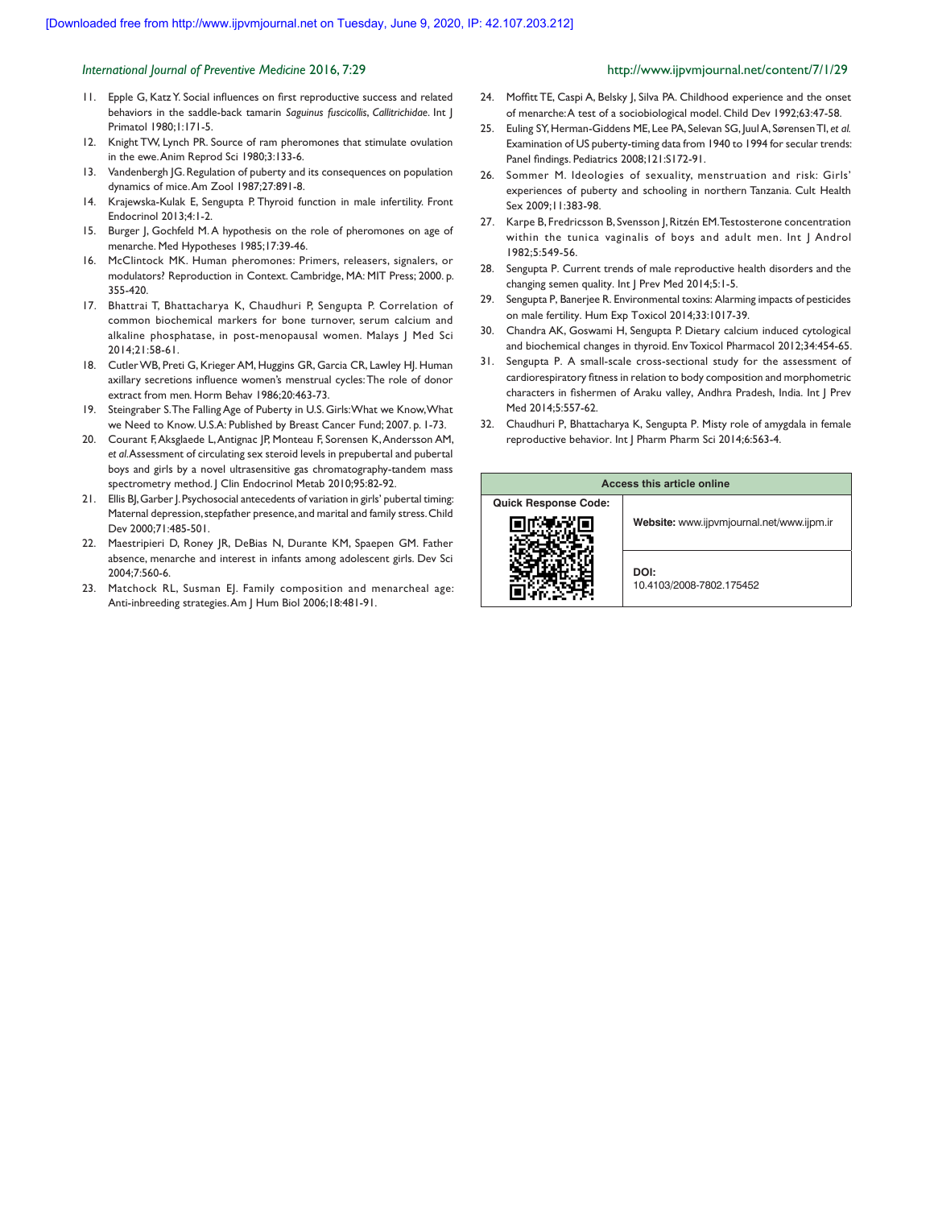11. Epple G, Katz Y. Social influences on first reproductive success and related behaviors in the saddle-back tamarin *Saguinus fuscicollis*, *Callitrichidae*. Int J Primatol 1980;1:171-5.
12. Knight TW, Lynch PR. Source of ram pheromones that stimulate ovulation in the ewe. Anim Reprod Sci 1980;3:133-6.
13. Vandenbergh JG. Regulation of puberty and its consequences on population dynamics of mice. Am Zool 1987;27:891-8.
14. Krajewska-Kulak E, Sengupta P. Thyroid function in male infertility. Front Endocrinol 2013;4:1-2.
15. Burger J, Gochfeld M. A hypothesis on the role of pheromones on age of menarche. Med Hypotheses 1985;17:39-46.
16. McClintock MK. Human pheromones: Primers, releasers, signalers, or modulators? Reproduction in Context. Cambridge, MA: MIT Press; 2000. p. 355-420.
17. Bhattrai T, Bhattacharya K, Chaudhuri P, Sengupta P. Correlation of common biochemical markers for bone turnover, serum calcium and alkaline phosphatase, in post-menopausal women. Malays J Med Sci 2014;21:58-61.
18. Cutler WB, Preti G, Krieger AM, Huggins GR, Garcia CR, Lawley HJ. Human axillary secretions influence women's menstrual cycles: The role of donor extract from men. Horm Behav 1986;20:463-73.
19. Steingraber S. The Falling Age of Puberty in U.S. Girls: What we Know, What we Need to Know. U.S.A: Published by Breast Cancer Fund; 2007. p. 1-73.
20. Courant F, Aksglaede L, Antignac JP, Monteau F, Sorensen K, Andersson AM, *et al*. Assessment of circulating sex steroid levels in prepubertal and pubertal boys and girls by a novel ultrasensitive gas chromatography-tandem mass spectrometry method. J Clin Endocrinol Metab 2010;95:82-92.
21. Ellis BJ, Garber J. Psychosocial antecedents of variation in girls' pubertal timing: Maternal depression, stepfather presence, and marital and family stress. Child Dev 2000;71:485-501.
22. Maestripieri D, Roney JR, DeBias N, Durante KM, Spaepen GM. Father absence, menarche and interest in infants among adolescent girls. Dev Sci 2004;7:560-6.
23. Matchock RL, Susman EJ. Family composition and menarcheal age: Anti-inbreeding strategies. Am J Hum Biol 2006;18:481-91.
24. Moffitt TE, Caspi A, Belsky J, Silva PA. Childhood experience and the onset of menarche: A test of a sociobiological model. Child Dev 1992;63:47-58.
25. Euling SY, Herman-Giddens ME, Lee PA, Selevan SG, Juul A, Sørensen TI, *et al.* Examination of US puberty-timing data from 1940 to 1994 for secular trends: Panel findings. Pediatrics 2008;121:S172-91.
26. Sommer M. Ideologies of sexuality, menstruation and risk: Girls' experiences of puberty and schooling in northern Tanzania. Cult Health Sex 2009;11:383-98.
27. Karpe B, Fredricsson B, Svensson J, Ritzén EM. Testosterone concentration within the tunica vaginalis of boys and adult men. Int J Androl 1982;5:549-56.
28. Sengupta P. Current trends of male reproductive health disorders and the changing semen quality. Int J Prev Med 2014;5:1-5.
29. Sengupta P, Banerjee R. Environmental toxins: Alarming impacts of pesticides on male fertility. Hum Exp Toxicol 2014;33:1017-39.
30. Chandra AK, Goswami H, Sengupta P. Dietary calcium induced cytological and biochemical changes in thyroid. Env Toxicol Pharmacol 2012;34:454-65.
31. Sengupta P. A small-scale cross-sectional study for the assessment of cardiorespiratory fitness in relation to body composition and morphometric characters in fishermen of Araku valley, Andhra Pradesh, India. Int J Prev Med 2014;5:557-62.
32. Chaudhuri P, Bhattacharya K, Sengupta P. Misty role of amygdala in female reproductive behavior. Int J Pharm Pharm Sci 2014;6:563-4.

| Access this article online | |
|---|---|
| Quick Response Code: | Website: www.ijpvmjournal.net/www.ijpm.ir |
| | DOI: 10.4103/2008-7802.175452 |